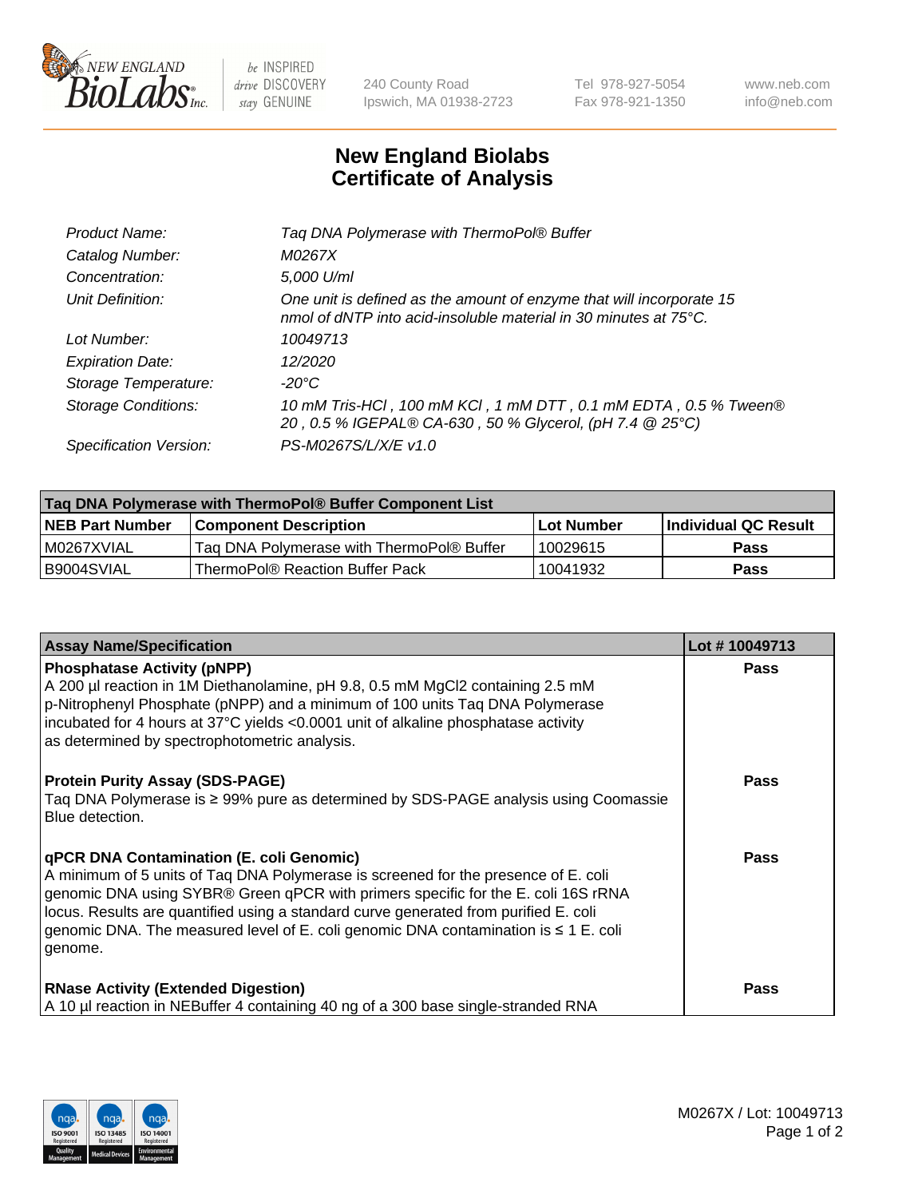# New England Biolabs Certificate of Analysis

| | |
|---|---|
| *Product Name:* | *Taq DNA Polymerase with ThermoPol® Buffer* |
| *Catalog Number:* | *M0267X* |
| *Concentration:* | *5,000 U/ml* |
| *Unit Definition:* | *One unit is defined as the amount of enzyme that will incorporate 15 nmol of dNTP into acid-insoluble material in 30 minutes at 75°C.* |
| *Lot Number:* | *10049713* |
| *Expiration Date:* | *12/2020* |
| *Storage Temperature:* | *-20°C* |
| *Storage Conditions:* | *10 mM Tris-HCl , 100 mM KCl , 1 mM DTT , 0.1 mM EDTA , 0.5 % Tween® 20 , 0.5 % IGEPAL® CA-630 , 50 % Glycerol, (pH 7.4 @ 25°C)* |
| *Specification Version:* | *PS-M0267S/L/X/E v1.0* |

| Taq DNA Polymerase with ThermoPol® Buffer Component List | | | |
|---|---|---|---|
| **NEB Part Number** | **Component Description** | **Lot Number** | **Individual QC Result** |
| M0267XVIAL | Taq DNA Polymerase with ThermoPol® Buffer | 10029615 | **Pass** |
| B9004SVIAL | ThermoPol® Reaction Buffer Pack | 10041932 | **Pass** |

| Assay Name/Specification | Lot # 10049713 |
|---|---|
| **Phosphatase Activity (pNPP)**<br>A 200 µl reaction in 1M Diethanolamine, pH 9.8, 0.5 mM MgCl2 containing 2.5 mM p-Nitrophenyl Phosphate (pNPP) and a minimum of 100 units Taq DNA Polymerase incubated for 4 hours at 37°C yields <0.0001 unit of alkaline phosphatase activity as determined by spectrophotometric analysis. | **Pass** |
| **Protein Purity Assay (SDS-PAGE)**<br>Taq DNA Polymerase is ≥ 99% pure as determined by SDS-PAGE analysis using Coomassie Blue detection. | **Pass** |
| **qPCR DNA Contamination (E. coli Genomic)**<br>A minimum of 5 units of Taq DNA Polymerase is screened for the presence of E. coli genomic DNA using SYBR® Green qPCR with primers specific for the E. coli 16S rRNA locus. Results are quantified using a standard curve generated from purified E. coli genomic DNA. The measured level of E. coli genomic DNA contamination is ≤ 1 E. coli genome. | **Pass** |
| **RNase Activity (Extended Digestion)**<br>A 10 µl reaction in NEBuffer 4 containing 40 ng of a 300 base single-stranded RNA | **Pass** |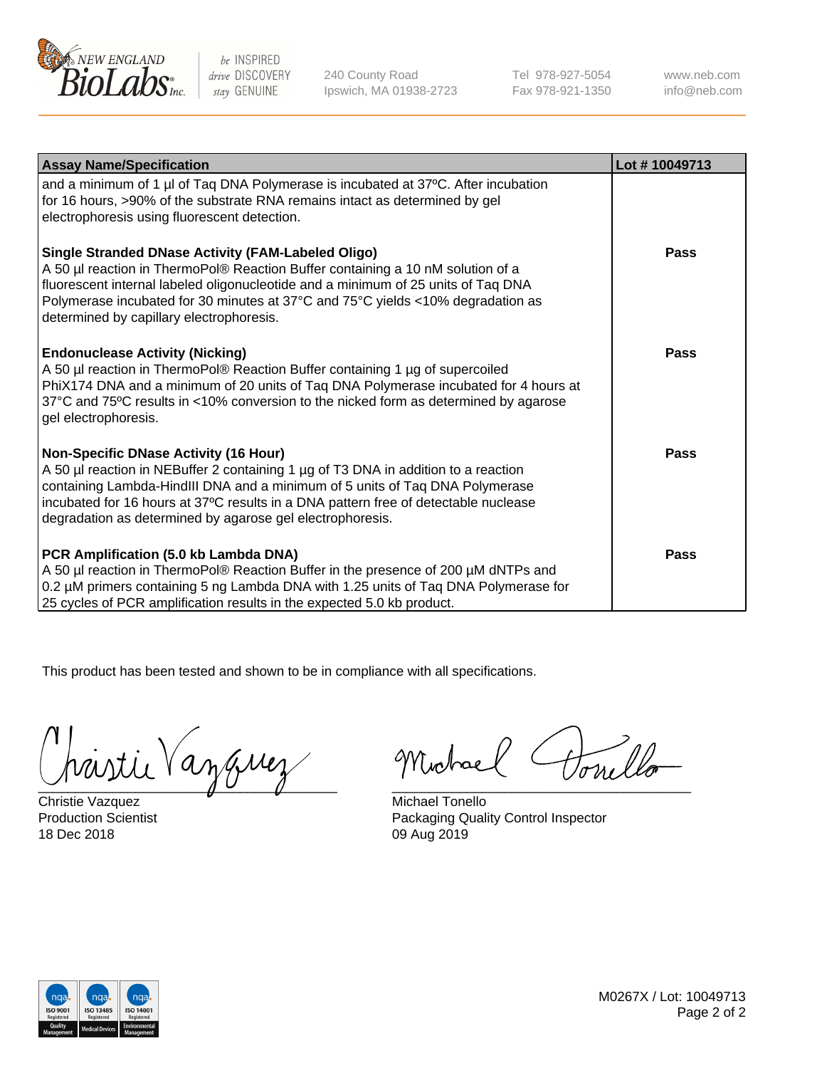| Assay Name/Specification | Lot # 10049713 |
| --- | --- |
| and a minimum of 1 µl of Taq DNA Polymerase is incubated at 37ºC. After incubation for 16 hours, >90% of the substrate RNA remains intact as determined by gel electrophoresis using fluorescent detection. | |
| **Single Stranded DNase Activity (FAM-Labeled Oligo)**<br>A 50 µl reaction in ThermoPol® Reaction Buffer containing a 10 nM solution of a fluorescent internal labeled oligonucleotide and a minimum of 25 units of Taq DNA Polymerase incubated for 30 minutes at 37°C and 75°C yields <10% degradation as determined by capillary electrophoresis. | Pass |
| **Endonuclease Activity (Nicking)**<br>A 50 µl reaction in ThermoPol® Reaction Buffer containing 1 µg of supercoiled PhiX174 DNA and a minimum of 20 units of Taq DNA Polymerase incubated for 4 hours at 37°C and 75ºC results in <10% conversion to the nicked form as determined by agarose gel electrophoresis. | Pass |
| **Non-Specific DNase Activity (16 Hour)**<br>A 50 µl reaction in NEBuffer 2 containing 1 µg of T3 DNA in addition to a reaction containing Lambda-HindIII DNA and a minimum of 5 units of Taq DNA Polymerase incubated for 16 hours at 37ºC results in a DNA pattern free of detectable nuclease degradation as determined by agarose gel electrophoresis. | Pass |
| **PCR Amplification (5.0 kb Lambda DNA)**<br>A 50 µl reaction in ThermoPol® Reaction Buffer in the presence of 200 µM dNTPs and 0.2 µM primers containing 5 ng Lambda DNA with 1.25 units of Taq DNA Polymerase for 25 cycles of PCR amplification results in the expected 5.0 kb product. | Pass |

This product has been tested and shown to be in compliance with all specifications.

Christie Vazquez
Production Scientist
18 Dec 2018

Michael Tonello
Packaging Quality Control Inspector
09 Aug 2019

M0267X / Lot: 10049713